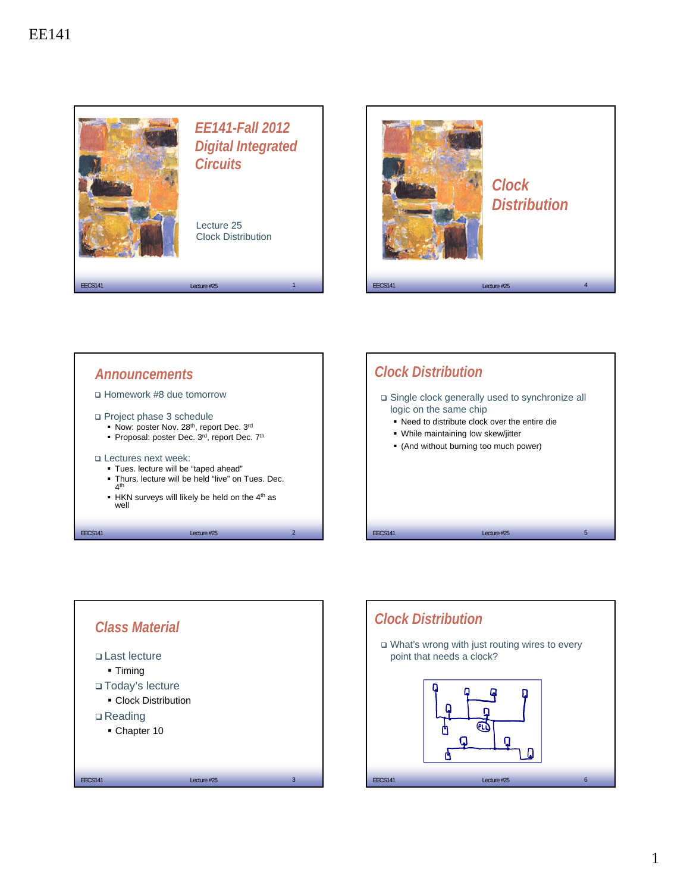# EE141-Fall 2012
# Digital Integrated Circuits

Lecture 25
Clock Distribution

## Announcements

- Homework #8 due tomorrow
- Project phase 3 schedule
  - Now: poster Nov. 28th, report Dec. 3rd
  - Proposal: poster Dec. 3rd, report Dec. 7th
- Lectures next week:
  - Tues. lecture will be "taped ahead"
  - Thurs. lecture will be held "live" on Tues. Dec. 4th
  - HKN surveys will likely be held on the 4th as well

## Class Material

- Last lecture
  - Timing
- Today's lecture
  - Clock Distribution
- Reading
  - Chapter 10

# Clock Distribution

## Clock Distribution

- Single clock generally used to synchronize all logic on the same chip
  - Need to distribute clock over the entire die
  - While maintaining low skew/jitter
  - (And without burning too much power)

## Clock Distribution

- What's wrong with just routing wires to every point that needs a clock?

PLL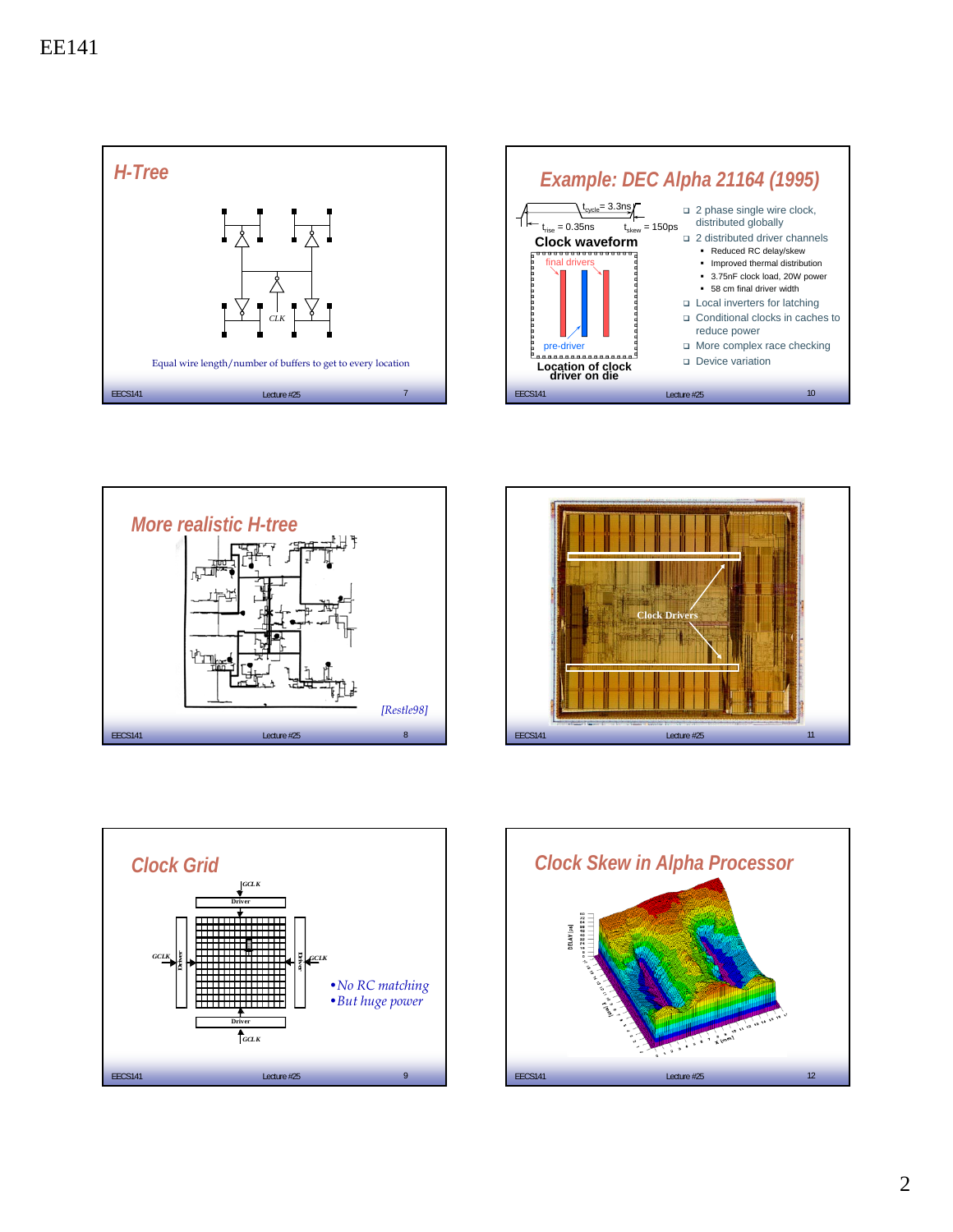## H-Tree

CLK

Equal wire length/number of buffers to get to every location

## Example: DEC Alpha 21164 (1995)

$t_{cycle}$ = 3.3ns

$t_{rise}$ = 0.35ns

$t_{skew}$ = 150ps

**Clock waveform**

final drivers

pre-driver

**Location of clock driver on die**

- 2 phase single wire clock, distributed globally
- 2 distributed driver channels
  - Reduced RC delay/skew
  - Improved thermal distribution
  - 3.75nF clock load, 20W power
  - 58 cm final driver width
- Local inverters for latching
- Conditional clocks in caches to reduce power
- More complex race checking
- Device variation

## More realistic H-tree

*[Restle98]*

Clock Drivers

## Clock Grid

GCLK

Driver

- *No RC matching*
- *But huge power*

## Clock Skew in Alpha Processor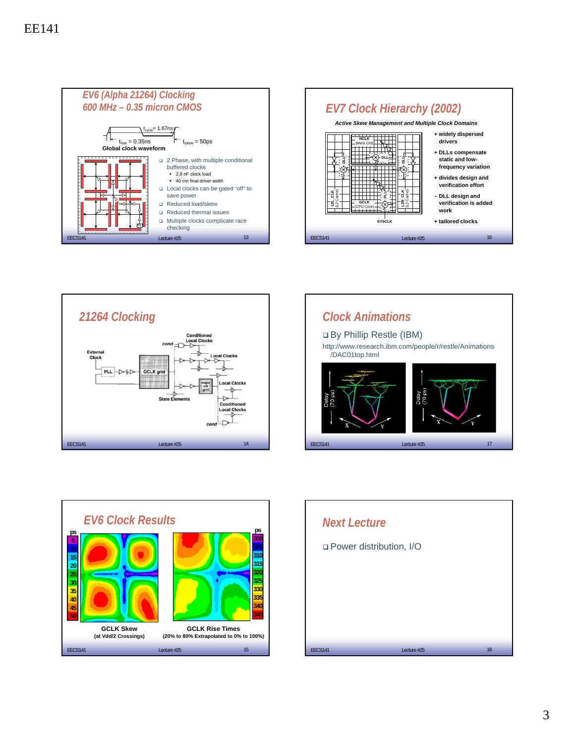EE141

## EV6 (Alpha 21264) Clocking
## 600 MHz – 0.35 micron CMOS

$t_{cycle}$ = 1.67ns

$t_{rise}$ = 0.35ns

$t_{skew}$ = 50ps

Global clock waveform

- 2 Phase, with multiple conditional buffered clocks
  - 2.8 nF clock load
  - 40 cm final driver width
- Local clocks can be gated "off" to save power
- Reduced load/skew
- Reduced thermal issues
- Multiple clocks complicate race checking

## EV7 Clock Hierarchy (2002)

*Active Skew Management and Multiple Clock Domains*

NCLK (Mem Ctrl)

DLL

L2L_CLK (L2 Cache)

L2R_CLK (L2 Cache)

PLL

GCLK (CPU Core)

SYSCLK

- \+ widely dispersed drivers
- \+ DLLs compensate static and low-frequency variation
- \+ divides design and verification effort
- \- DLL design and verification is added work
- \+ tailored clocks

## 21264 Clocking

External Clock

PLL

GCLK grid

cond

Conditioned Local Clocks

Local Clocks

major clk grid

Local Clocks

State Elements

Conditioned Local Clocks

cond

## Clock Animations

- By Phillip Restle (IBM)

http://www.research.ibm.com/people/r/restle/Animations/DAC01top.html

Delay (70 ps)

X

Y

Delay (70 ps)

X

Y

## EV6 Clock Results

ps

5
10
15
20
25
30
35
40
45
50

ps

300
305
310
315
320
325
330
335
340
345

GCLK Skew
(at Vdd/2 Crossings)

GCLK Rise Times
(20% to 80% Extrapolated to 0% to 100%)

## Next Lecture

- Power distribution, I/O